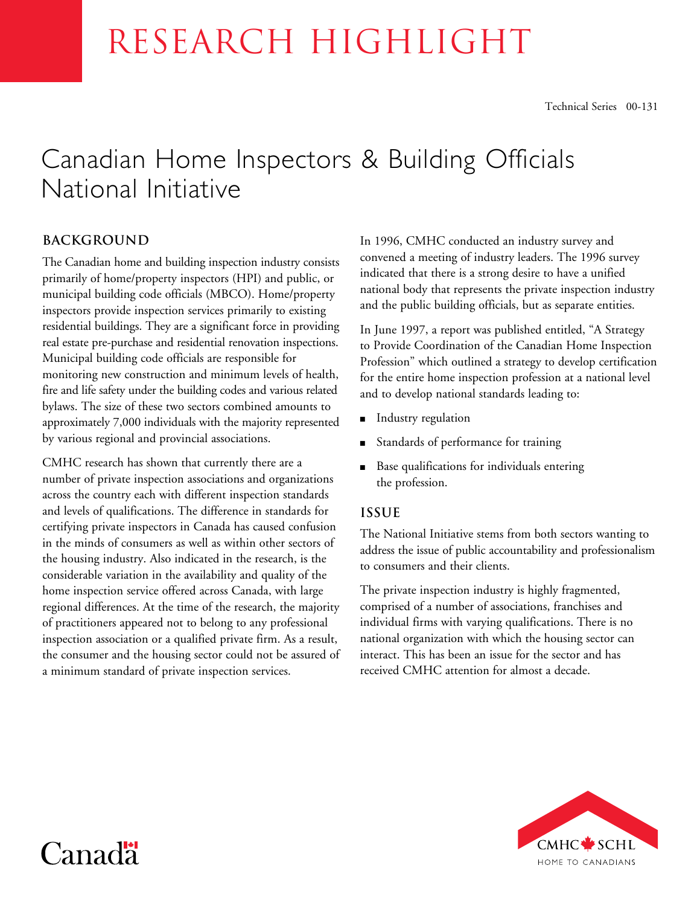# RESEARCH HIGHLIGHT

Technical Series 00-131

# Canadian Home Inspectors & Building Officials National Initiative

## BACKGROUND

The Canadian home and building inspection industry consists primarily of home/property inspectors (HPI) and public, or municipal building code officials (MBCO). Home/property inspectors provide inspection services primarily to existing residential buildings. They are a significant force in providing real estate pre-purchase and residential renovation inspections. Municipal building code officials are responsible for monitoring new construction and minimum levels of health, fire and life safety under the building codes and various related bylaws. The size of these two sectors combined amounts to approximately 7,000 individuals with the majority represented by various regional and provincial associations.

CMHC research has shown that currently there are a number of private inspection associations and organizations across the country each with different inspection standards and levels of qualifications. The difference in standards for certifying private inspectors in Canada has caused confusion in the minds of consumers as well as within other sectors of the housing industry. Also indicated in the research, is the considerable variation in the availability and quality of the home inspection service offered across Canada, with large regional differences. At the time of the research, the majority of practitioners appeared not to belong to any professional inspection association or a qualified private firm. As a result, the consumer and the housing sector could not be assured of a minimum standard of private inspection services.

In 1996, CMHC conducted an industry survey and convened a meeting of industry leaders. The 1996 survey indicated that there is a strong desire to have a unified national body that represents the private inspection industry and the public building officials, but as separate entities.

In June 1997, a report was published entitled, "A Strategy to Provide Coordination of the Canadian Home Inspection Profession" which outlined a strategy to develop certification for the entire home inspection profession at a national level and to develop national standards leading to:

- Industry regulation
- Standards of performance for training
- Base qualifications for individuals entering the profession.

## ISSUE

The National Initiative stems from both sectors wanting to address the issue of public accountability and professionalism to consumers and their clients.

The private inspection industry is highly fragmented, comprised of a number of associations, franchises and individual firms with varying qualifications. There is no national organization with which the housing sector can interact. This has been an issue for the sector and has received CMHC attention for almost a decade.

Canada

CMHC SCHL
HOME TO CANADIANS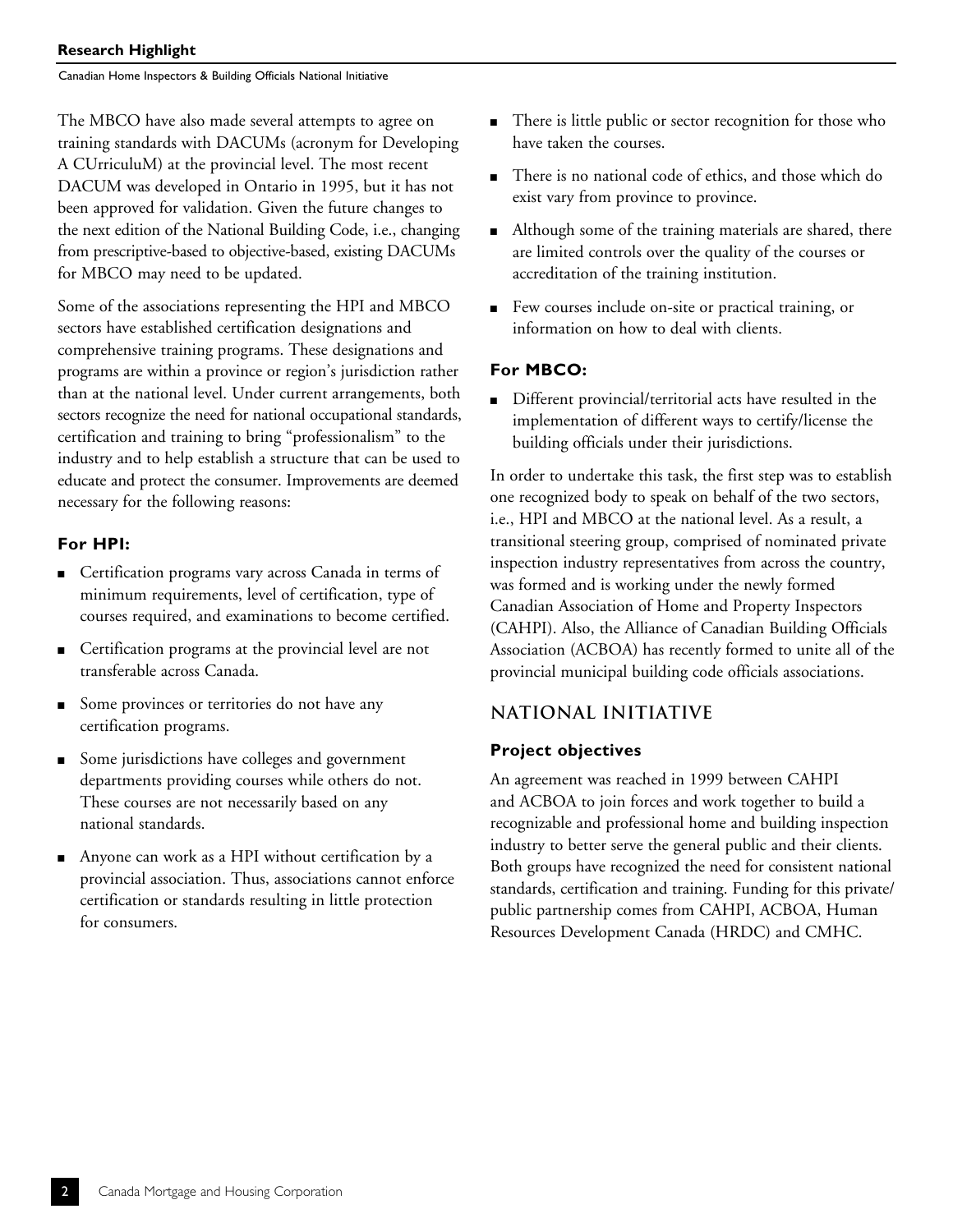The MBCO have also made several attempts to agree on training standards with DACUMs (acronym for Developing A CUrriculuM) at the provincial level. The most recent DACUM was developed in Ontario in 1995, but it has not been approved for validation. Given the future changes to the next edition of the National Building Code, i.e., changing from prescriptive-based to objective-based, existing DACUMs for MBCO may need to be updated.

Some of the associations representing the HPI and MBCO sectors have established certification designations and comprehensive training programs. These designations and programs are within a province or region's jurisdiction rather than at the national level. Under current arrangements, both sectors recognize the need for national occupational standards, certification and training to bring "professionalism" to the industry and to help establish a structure that can be used to educate and protect the consumer. Improvements are deemed necessary for the following reasons:

### For HPI:

- Certification programs vary across Canada in terms of minimum requirements, level of certification, type of courses required, and examinations to become certified.
- Certification programs at the provincial level are not transferable across Canada.
- Some provinces or territories do not have any certification programs.
- Some jurisdictions have colleges and government departments providing courses while others do not. These courses are not necessarily based on any national standards.
- Anyone can work as a HPI without certification by a provincial association. Thus, associations cannot enforce certification or standards resulting in little protection for consumers.
- There is little public or sector recognition for those who have taken the courses.
- There is no national code of ethics, and those which do exist vary from province to province.
- Although some of the training materials are shared, there are limited controls over the quality of the courses or accreditation of the training institution.
- Few courses include on-site or practical training, or information on how to deal with clients.

### For MBCO:

- Different provincial/territorial acts have resulted in the implementation of different ways to certify/license the building officials under their jurisdictions.

In order to undertake this task, the first step was to establish one recognized body to speak on behalf of the two sectors, i.e., HPI and MBCO at the national level. As a result, a transitional steering group, comprised of nominated private inspection industry representatives from across the country, was formed and is working under the newly formed Canadian Association of Home and Property Inspectors (CAHPI). Also, the Alliance of Canadian Building Officials Association (ACBOA) has recently formed to unite all of the provincial municipal building code officials associations.

## NATIONAL INITIATIVE

### Project objectives

An agreement was reached in 1999 between CAHPI and ACBOA to join forces and work together to build a recognizable and professional home and building inspection industry to better serve the general public and their clients. Both groups have recognized the need for consistent national standards, certification and training. Funding for this private/public partnership comes from CAHPI, ACBOA, Human Resources Development Canada (HRDC) and CMHC.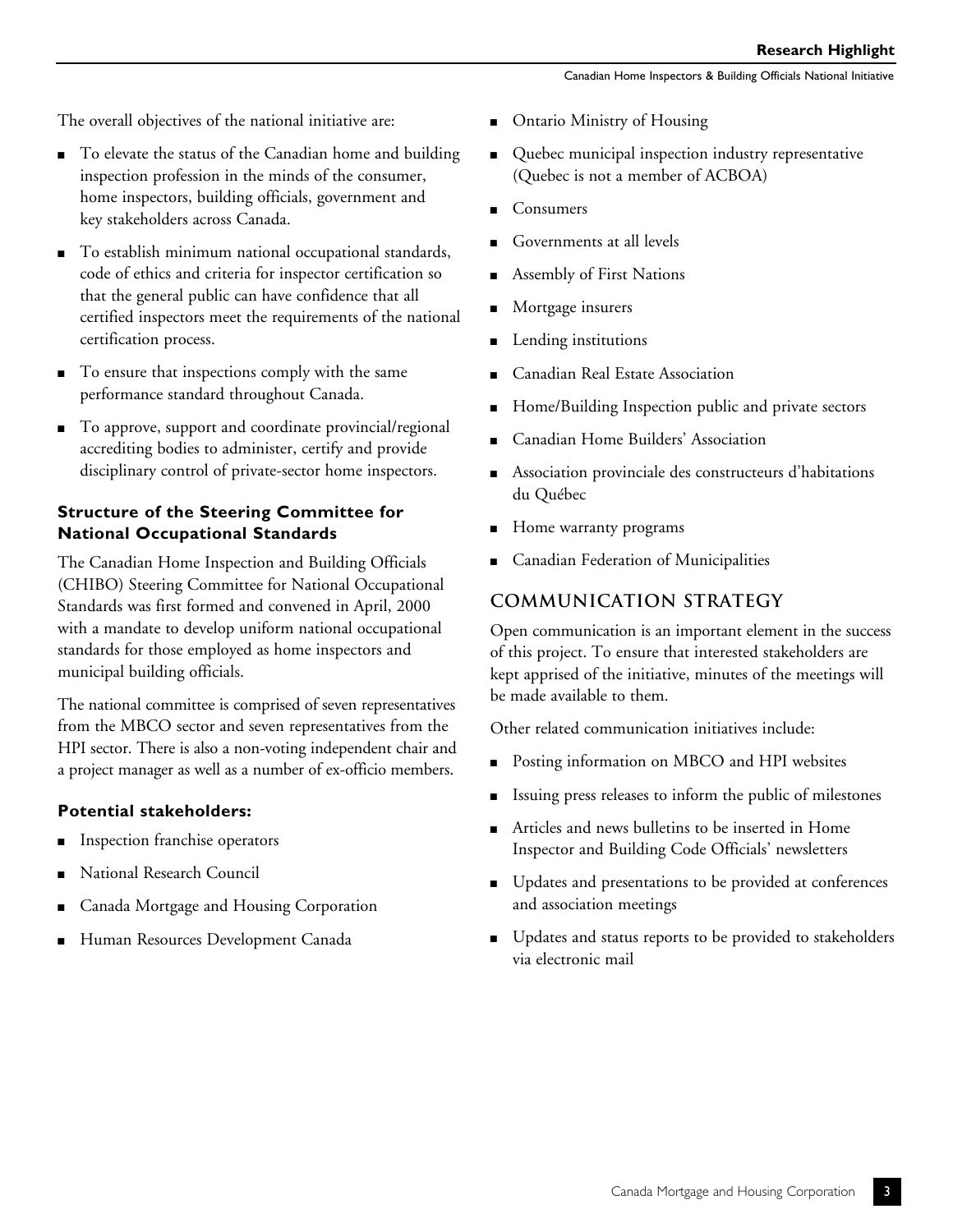The overall objectives of the national initiative are:

- To elevate the status of the Canadian home and building inspection profession in the minds of the consumer, home inspectors, building officials, government and key stakeholders across Canada.
- To establish minimum national occupational standards, code of ethics and criteria for inspector certification so that the general public can have confidence that all certified inspectors meet the requirements of the national certification process.
- To ensure that inspections comply with the same performance standard throughout Canada.
- To approve, support and coordinate provincial/regional accrediting bodies to administer, certify and provide disciplinary control of private-sector home inspectors.

### Structure of the Steering Committee for National Occupational Standards

The Canadian Home Inspection and Building Officials (CHIBO) Steering Committee for National Occupational Standards was first formed and convened in April, 2000 with a mandate to develop uniform national occupational standards for those employed as home inspectors and municipal building officials.

The national committee is comprised of seven representatives from the MBCO sector and seven representatives from the HPI sector. There is also a non-voting independent chair and a project manager as well as a number of ex-officio members.

### Potential stakeholders:

- Inspection franchise operators
- National Research Council
- Canada Mortgage and Housing Corporation
- Human Resources Development Canada
- Ontario Ministry of Housing
- Quebec municipal inspection industry representative (Quebec is not a member of ACBOA)
- Consumers
- Governments at all levels
- Assembly of First Nations
- Mortgage insurers
- Lending institutions
- Canadian Real Estate Association
- Home/Building Inspection public and private sectors
- Canadian Home Builders' Association
- Association provinciale des constructeurs d'habitations du Québec
- Home warranty programs
- Canadian Federation of Municipalities

## COMMUNICATION STRATEGY

Open communication is an important element in the success of this project. To ensure that interested stakeholders are kept apprised of the initiative, minutes of the meetings will be made available to them.

Other related communication initiatives include:

- Posting information on MBCO and HPI websites
- Issuing press releases to inform the public of milestones
- Articles and news bulletins to be inserted in Home Inspector and Building Code Officials' newsletters
- Updates and presentations to be provided at conferences and association meetings
- Updates and status reports to be provided to stakeholders via electronic mail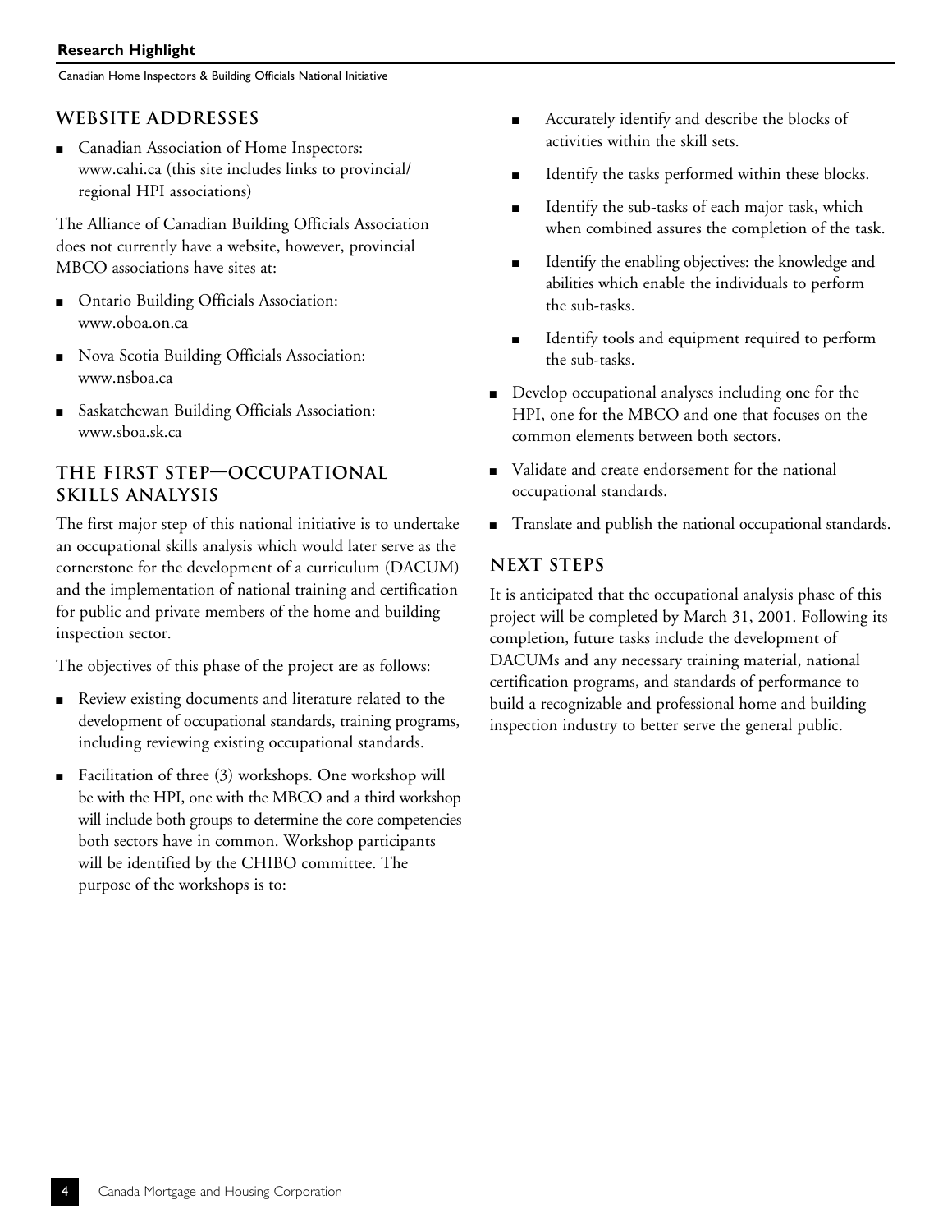## WEBSITE ADDRESSES

- Canadian Association of Home Inspectors: www.cahi.ca (this site includes links to provincial/ regional HPI associations)

The Alliance of Canadian Building Officials Association does not currently have a website, however, provincial MBCO associations have sites at:

- Ontario Building Officials Association: www.oboa.on.ca
- Nova Scotia Building Officials Association: www.nsboa.ca
- Saskatchewan Building Officials Association: www.sboa.sk.ca

## THE FIRST STEP—OCCUPATIONAL SKILLS ANALYSIS

The first major step of this national initiative is to undertake an occupational skills analysis which would later serve as the cornerstone for the development of a curriculum (DACUM) and the implementation of national training and certification for public and private members of the home and building inspection sector.

The objectives of this phase of the project are as follows:

- Review existing documents and literature related to the development of occupational standards, training programs, including reviewing existing occupational standards.
- Facilitation of three (3) workshops. One workshop will be with the HPI, one with the MBCO and a third workshop will include both groups to determine the core competencies both sectors have in common. Workshop participants will be identified by the CHIBO committee. The purpose of the workshops is to:
  - Accurately identify and describe the blocks of activities within the skill sets.
  - Identify the tasks performed within these blocks.
  - Identify the sub-tasks of each major task, which when combined assures the completion of the task.
  - Identify the enabling objectives: the knowledge and abilities which enable the individuals to perform the sub-tasks.
  - Identify tools and equipment required to perform the sub-tasks.
- Develop occupational analyses including one for the HPI, one for the MBCO and one that focuses on the common elements between both sectors.
- Validate and create endorsement for the national occupational standards.
- Translate and publish the national occupational standards.

## NEXT STEPS

It is anticipated that the occupational analysis phase of this project will be completed by March 31, 2001. Following its completion, future tasks include the development of DACUMs and any necessary training material, national certification programs, and standards of performance to build a recognizable and professional home and building inspection industry to better serve the general public.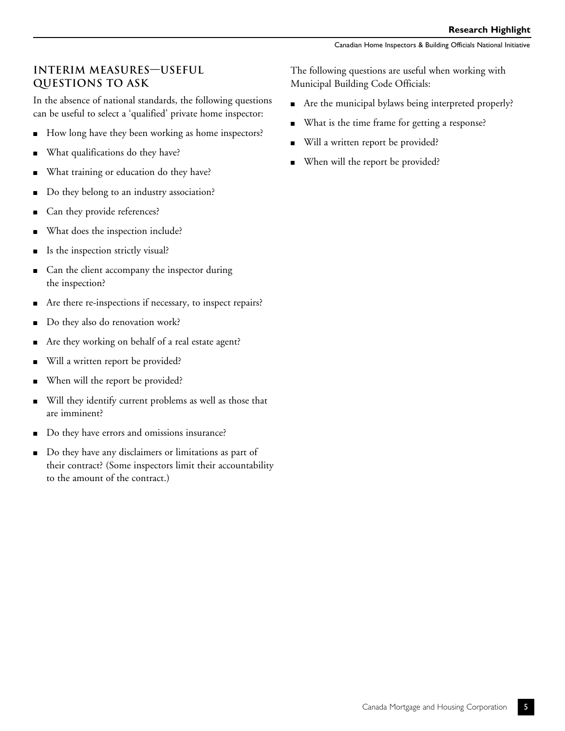## INTERIM MEASURES—USEFUL QUESTIONS TO ASK

In the absence of national standards, the following questions can be useful to select a 'qualified' private home inspector:

- How long have they been working as home inspectors?
- What qualifications do they have?
- What training or education do they have?
- Do they belong to an industry association?
- Can they provide references?
- What does the inspection include?
- Is the inspection strictly visual?
- Can the client accompany the inspector during the inspection?
- Are there re-inspections if necessary, to inspect repairs?
- Do they also do renovation work?
- Are they working on behalf of a real estate agent?
- Will a written report be provided?
- When will the report be provided?
- Will they identify current problems as well as those that are imminent?
- Do they have errors and omissions insurance?
- Do they have any disclaimers or limitations as part of their contract? (Some inspectors limit their accountability to the amount of the contract.)

The following questions are useful when working with Municipal Building Code Officials:

- Are the municipal bylaws being interpreted properly?
- What is the time frame for getting a response?
- Will a written report be provided?
- When will the report be provided?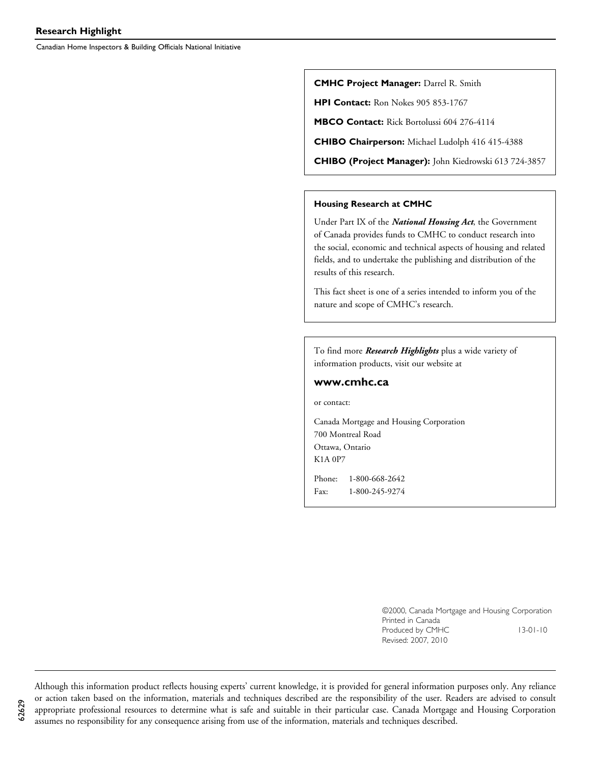**CMHC Project Manager:** Darrel R. Smith

**HPI Contact:** Ron Nokes 905 853-1767

**MBCO Contact:** Rick Bortolussi 604 276-4114

**CHIBO Chairperson:** Michael Ludolph 416 415-4388

**CHIBO (Project Manager):** John Kiedrowski 613 724-3857

**Housing Research at CMHC**

Under Part IX of the ***National Housing Act***, the Government of Canada provides funds to CMHC to conduct research into the social, economic and technical aspects of housing and related fields, and to undertake the publishing and distribution of the results of this research.

This fact sheet is one of a series intended to inform you of the nature and scope of CMHC's research.

To find more ***Research Highlights*** plus a wide variety of information products, visit our website at

**www.cmhc.ca**

or contact:

Canada Mortgage and Housing Corporation
700 Montreal Road
Ottawa, Ontario
K1A 0P7

Phone: 1-800-668-2642
Fax: 1-800-245-9274

©2000, Canada Mortgage and Housing Corporation
Printed in Canada
Produced by CMHC 13-01-10
Revised: 2007, 2010

Although this information product reflects housing experts' current knowledge, it is provided for general information purposes only. Any reliance or action taken based on the information, materials and techniques described are the responsibility of the user. Readers are advised to consult appropriate professional resources to determine what is safe and suitable in their particular case. Canada Mortgage and Housing Corporation assumes no responsibility for any consequence arising from use of the information, materials and techniques described.

62629